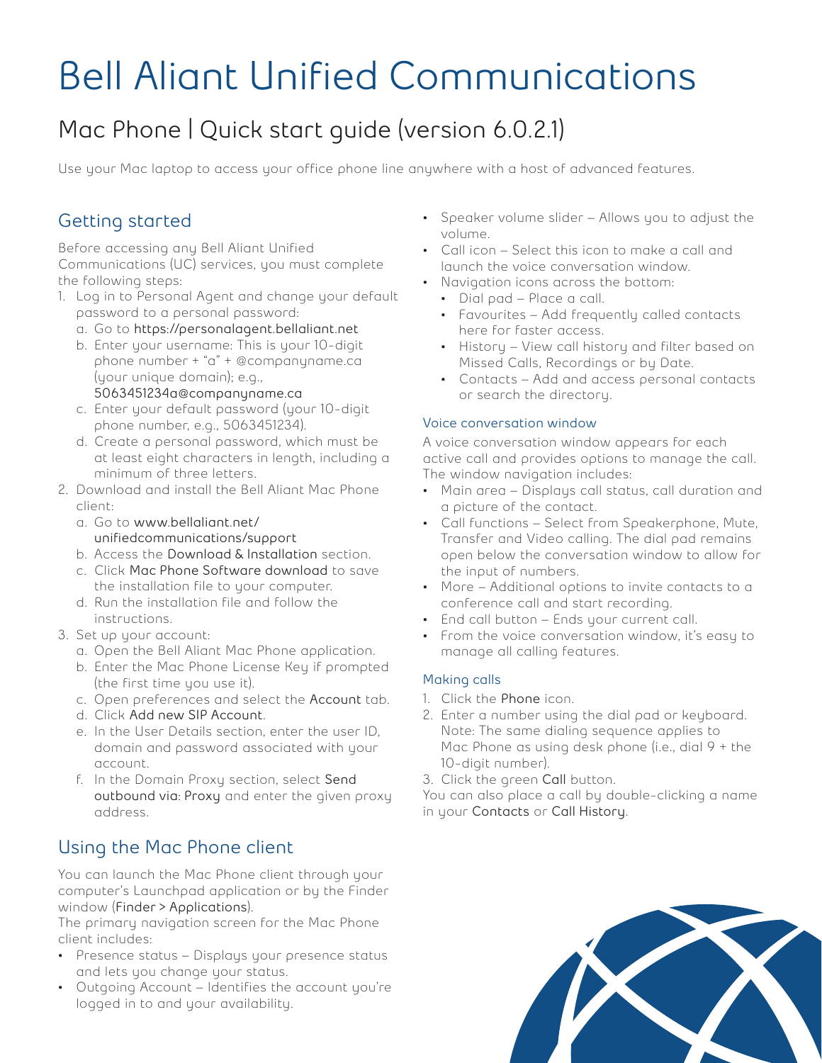# Bell Aliant Unified Communications

## Mac Phone | Quick start guide (version 6.0.2.1)

Use your Mac laptop to access your office phone line anywhere with a host of advanced features.

## Getting started

Before accessing any Bell Aliant Unified Communications (UC) services, you must complete the following steps:

1. Log in to Personal Agent and change your default password to a personal password:
   a. Go to https://personalagent.bellaliant.net
   b. Enter your username: This is your 10-digit phone number + "a" + @companyname.ca (your unique domain); e.g., 5063451234a@companyname.ca
   c. Enter your default password (your 10-digit phone number, e.g., 5063451234).
   d. Create a personal password, which must be at least eight characters in length, including a minimum of three letters.
2. Download and install the Bell Aliant Mac Phone client:
   a. Go to www.bellaliant.net/unifiedcommunications/support
   b. Access the Download & Installation section.
   c. Click Mac Phone Software download to save the installation file to your computer.
   d. Run the installation file and follow the instructions.
3. Set up your account:
   a. Open the Bell Aliant Mac Phone application.
   b. Enter the Mac Phone License Key if prompted (the first time you use it).
   c. Open preferences and select the Account tab.
   d. Click Add new SIP Account.
   e. In the User Details section, enter the user ID, domain and password associated with your account.
   f. In the Domain Proxy section, select Send outbound via: Proxy and enter the given proxy address.

## Using the Mac Phone client

You can launch the Mac Phone client through your computer's Launchpad application or by the Finder window (Finder > Applications).

The primary navigation screen for the Mac Phone client includes:

- Presence status – Displays your presence status and lets you change your status.
- Outgoing Account – Identifies the account you're logged in to and your availability.
- Speaker volume slider – Allows you to adjust the volume.
- Call icon – Select this icon to make a call and launch the voice conversation window.
- Navigation icons across the bottom:
  - Dial pad – Place a call.
  - Favourites – Add frequently called contacts here for faster access.
  - History – View call history and filter based on Missed Calls, Recordings or by Date.
  - Contacts – Add and access personal contacts or search the directory.

### Voice conversation window

A voice conversation window appears for each active call and provides options to manage the call. The window navigation includes:

- Main area – Displays call status, call duration and a picture of the contact.
- Call functions – Select from Speakerphone, Mute, Transfer and Video calling. The dial pad remains open below the conversation window to allow for the input of numbers.
- More – Additional options to invite contacts to a conference call and start recording.
- End call button – Ends your current call.
- From the voice conversation window, it's easy to manage all calling features.

### Making calls

1. Click the Phone icon.
2. Enter a number using the dial pad or keyboard. Note: The same dialing sequence applies to Mac Phone as using desk phone (i.e., dial 9 + the 10-digit number).
3. Click the green Call button.

You can also place a call by double-clicking a name in your Contacts or Call History.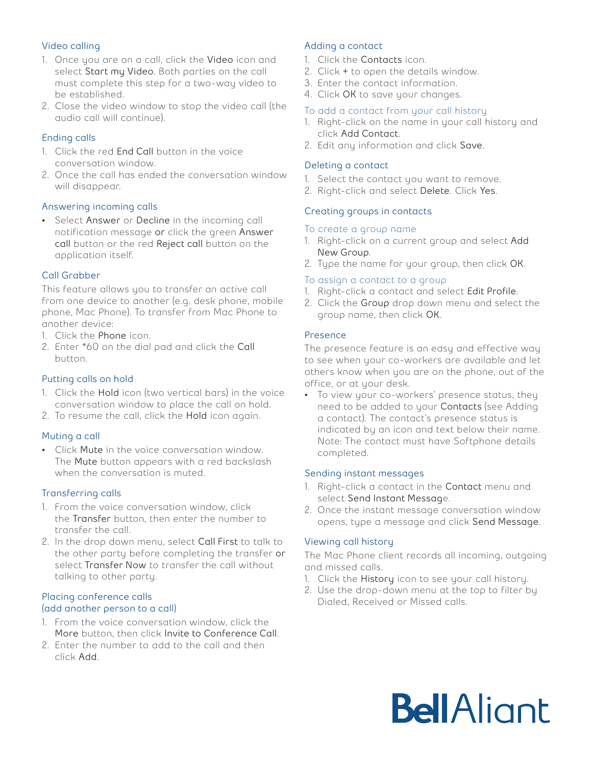## Video calling

1. Once you are on a call, click the **Video** icon and select **Start my Video**. Both parties on the call must complete this step for a two-way video to be established.
2. Close the video window to stop the video call (the audio call will continue).

## Ending calls

1. Click the red **End Call** button in the voice conversation window.
2. Once the call has ended the conversation window will disappear.

## Answering incoming calls

- Select **Answer** or **Decline** in the incoming call notification message **or** click the green **Answer call** button or the red **Reject call** button on the application itself.

## Call Grabber

This feature allows you to transfer an active call from one device to another (e.g. desk phone, mobile phone, Mac Phone). To transfer from Mac Phone to another device:

1. Click the **Phone** icon.
2. Enter *60 on the dial pad and click the **Call** button.

## Putting calls on hold

1. Click the **Hold** icon (two vertical bars) in the voice conversation window to place the call on hold.
2. To resume the call, click the **Hold** icon again.

## Muting a call

- Click **Mute** in the voice conversation window. The **Mute** button appears with a red backslash when the conversation is muted.

## Transferring calls

1. From the voice conversation window, click the **Transfer** button, then enter the number to transfer the call.
2. In the drop down menu, select **Call First** to talk to the other party before completing the transfer **or** select **Transfer Now** to transfer the call without talking to other party.

## Placing conference calls (add another person to a call)

1. From the voice conversation window, click the **More** button, then click **Invite to Conference Call**.
2. Enter the number to add to the call and then click **Add**.

## Adding a contact

1. Click the **Contacts** icon.
2. Click **+** to open the details window.
3. Enter the contact information.
4. Click **OK** to save your changes.

### To add a contact from your call history

1. Right-click on the name in your call history and click **Add Contact**.
2. Edit any information and click **Save**.

## Deleting a contact

1. Select the contact you want to remove.
2. Right-click and select **Delete**. Click **Yes**.

## Creating groups in contacts

### To create a group name

1. Right-click on a current group and select **Add New Group**.
2. Type the name for your group, then click **OK**.

### To assign a contact to a group

1. Right-click a contact and select **Edit Profile**.
2. Click the **Group** drop down menu and select the group name, then click **OK**.

## Presence

The presence feature is an easy and effective way to see when your co-workers are available and let others know when you are on the phone, out of the office, or at your desk.

- To view your co-workers' presence status, they need to be added to your **Contacts** (see Adding a contact). The contact's presence status is indicated by an icon and text below their name. Note: The contact must have Softphone details completed.

## Sending instant messages

1. Right-click a contact in the **Contact** menu and select **Send Instant Message**.
2. Once the instant message conversation window opens, type a message and click **Send Message**.

## Viewing call history

The Mac Phone client records all incoming, outgoing and missed calls.

1. Click the **History** icon to see your call history.
2. Use the drop-down menu at the top to filter by Dialed, Received or Missed calls.

Bell Aliant